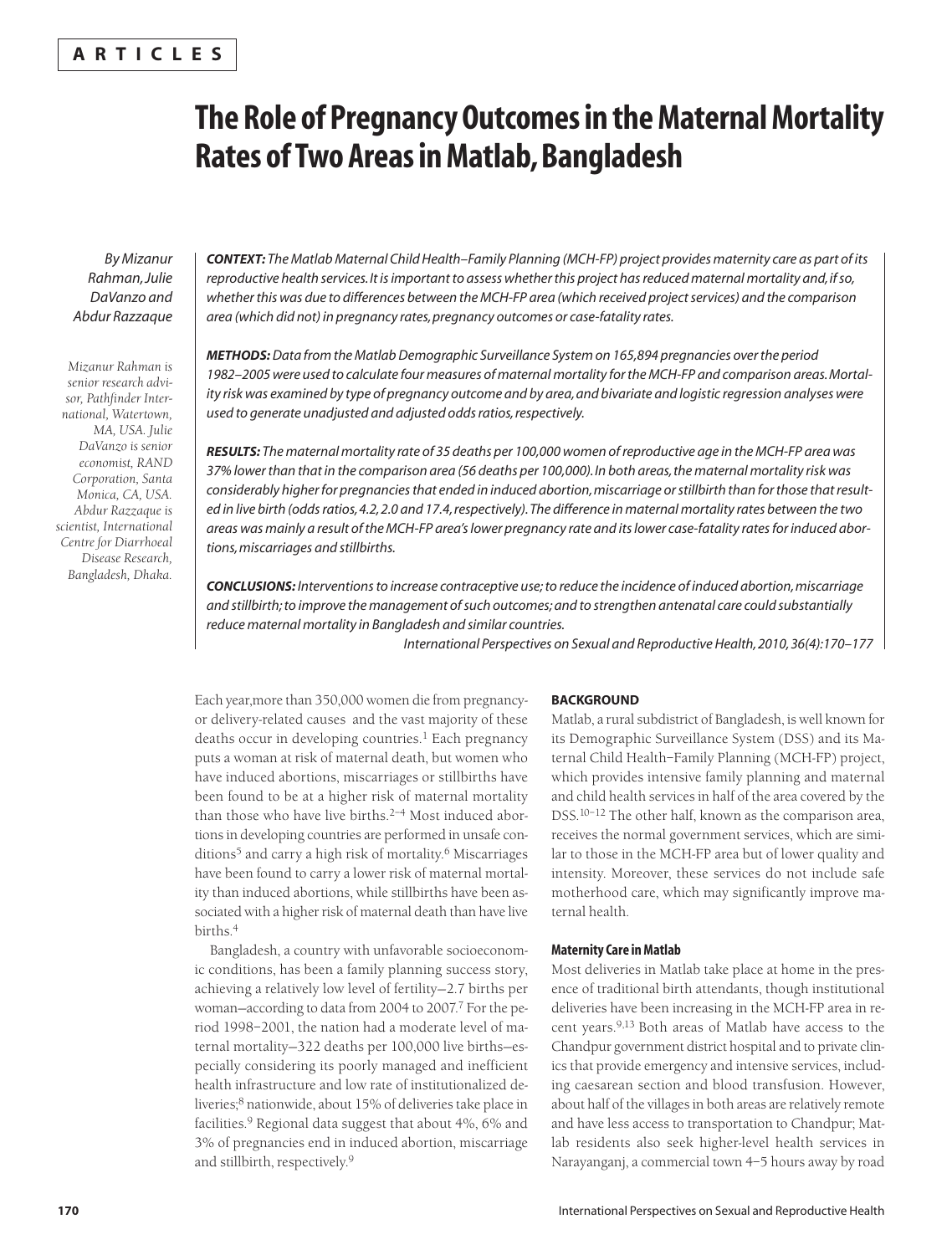ARTICLES

# The Role of Pregnancy Outcomes in the Maternal Mortality Rates of Two Areas in Matlab, Bangladesh

*By Mizanur Rahman, Julie DaVanzo and Abdur Razzaque*

*Mizanur Rahman is senior research advisor, Pathfinder International, Watertown, MA, USA. Julie DaVanzo is senior economist, RAND Corporation, Santa Monica, CA, USA. Abdur Razzaque is scientist, International Centre for Diarrhoeal Disease Research, Bangladesh, Dhaka.*

***CONTEXT:*** *The Matlab Maternal Child Health–Family Planning (MCH-FP) project provides maternity care as part of its reproductive health services. It is important to assess whether this project has reduced maternal mortality and, if so, whether this was due to differences between the MCH-FP area (which received project services) and the comparison area (which did not) in pregnancy rates, pregnancy outcomes or case-fatality rates.*

***METHODS:*** *Data from the Matlab Demographic Surveillance System on 165,894 pregnancies over the period 1982–2005 were used to calculate four measures of maternal mortality for the MCH-FP and comparison areas. Mortality risk was examined by type of pregnancy outcome and by area, and bivariate and logistic regression analyses were used to generate unadjusted and adjusted odds ratios, respectively.*

***RESULTS:*** *The maternal mortality rate of 35 deaths per 100,000 women of reproductive age in the MCH-FP area was 37% lower than that in the comparison area (56 deaths per 100,000). In both areas, the maternal mortality risk was considerably higher for pregnancies that ended in induced abortion, miscarriage or stillbirth than for those that resulted in live birth (odds ratios, 4.2, 2.0 and 17.4, respectively). The difference in maternal mortality rates between the two areas was mainly a result of the MCH-FP area's lower pregnancy rate and its lower case-fatality rates for induced abortions, miscarriages and stillbirths.*

***CONCLUSIONS:*** *Interventions to increase contraceptive use; to reduce the incidence of induced abortion, miscarriage and stillbirth; to improve the management of such outcomes; and to strengthen antenatal care could substantially reduce maternal mortality in Bangladesh and similar countries.*

*International Perspectives on Sexual and Reproductive Health, 2010, 36(4):170–177*

Each year, more than 350,000 women die from pregnancy- or delivery-related causes and the vast majority of these deaths occur in developing countries.[1] Each pregnancy puts a woman at risk of maternal death, but women who have induced abortions, miscarriages or stillbirths have been found to be at a higher risk of maternal mortality than those who have live births.[2–4] Most induced abortions in developing countries are performed in unsafe conditions[5] and carry a high risk of mortality.[6] Miscarriages have been found to carry a lower risk of maternal mortality than induced abortions, while stillbirths have been associated with a higher risk of maternal death than have live births.[4]

Bangladesh, a country with unfavorable socioeconomic conditions, has been a family planning success story, achieving a relatively low level of fertility—2.7 births per woman—according to data from 2004 to 2007.[7] For the period 1998–2001, the nation had a moderate level of maternal mortality—322 deaths per 100,000 live births—especially considering its poorly managed and inefficient health infrastructure and low rate of institutionalized deliveries;[8] nationwide, about 15% of deliveries take place in facilities.[9] Regional data suggest that about 4%, 6% and 3% of pregnancies end in induced abortion, miscarriage and stillbirth, respectively.[9]

## BACKGROUND

Matlab, a rural subdistrict of Bangladesh, is well known for its Demographic Surveillance System (DSS) and its Maternal Child Health–Family Planning (MCH-FP) project, which provides intensive family planning and maternal and child health services in half of the area covered by the DSS.[10–12] The other half, known as the comparison area, receives the normal government services, which are similar to those in the MCH-FP area but of lower quality and intensity. Moreover, these services do not include safe motherhood care, which may significantly improve maternal health.

### Maternity Care in Matlab

Most deliveries in Matlab take place at home in the presence of traditional birth attendants, though institutional deliveries have been increasing in the MCH-FP area in recent years.[9,13] Both areas of Matlab have access to the Chandpur government district hospital and to private clinics that provide emergency and intensive services, including caesarean section and blood transfusion. However, about half of the villages in both areas are relatively remote and have less access to transportation to Chandpur; Matlab residents also seek higher-level health services in Narayanganj, a commercial town 4–5 hours away by road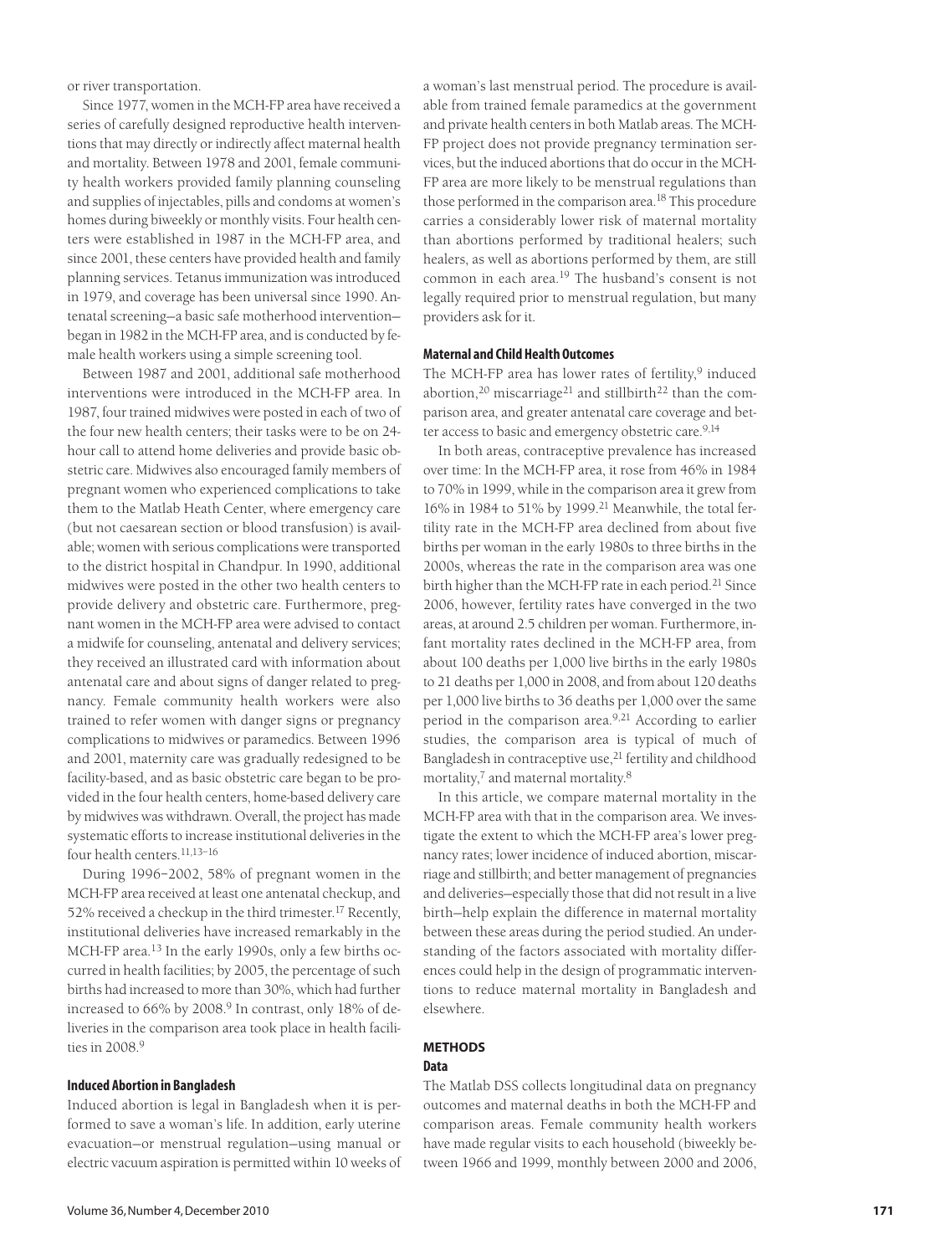or river transportation.

Since 1977, women in the MCH-FP area have received a series of carefully designed reproductive health interventions that may directly or indirectly affect maternal health and mortality. Between 1978 and 2001, female community health workers provided family planning counseling and supplies of injectables, pills and condoms at women's homes during biweekly or monthly visits. Four health centers were established in 1987 in the MCH-FP area, and since 2001, these centers have provided health and family planning services. Tetanus immunization was introduced in 1979, and coverage has been universal since 1990. Antenatal screening—a basic safe motherhood intervention—began in 1982 in the MCH-FP area, and is conducted by female health workers using a simple screening tool.

Between 1987 and 2001, additional safe motherhood interventions were introduced in the MCH-FP area. In 1987, four trained midwives were posted in each of two of the four new health centers; their tasks were to be on 24-hour call to attend home deliveries and provide basic obstetric care. Midwives also encouraged family members of pregnant women who experienced complications to take them to the Matlab Heath Center, where emergency care (but not caesarean section or blood transfusion) is available; women with serious complications were transported to the district hospital in Chandpur. In 1990, additional midwives were posted in the other two health centers to provide delivery and obstetric care. Furthermore, pregnant women in the MCH-FP area were advised to contact a midwife for counseling, antenatal and delivery services; they received an illustrated card with information about antenatal care and about signs of danger related to pregnancy. Female community health workers were also trained to refer women with danger signs or pregnancy complications to midwives or paramedics. Between 1996 and 2001, maternity care was gradually redesigned to be facility-based, and as basic obstetric care began to be provided in the four health centers, home-based delivery care by midwives was withdrawn. Overall, the project has made systematic efforts to increase institutional deliveries in the four health centers.[11,13–16]

During 1996–2002, 58% of pregnant women in the MCH-FP area received at least one antenatal checkup, and 52% received a checkup in the third trimester.[17] Recently, institutional deliveries have increased remarkably in the MCH-FP area.[13] In the early 1990s, only a few births occurred in health facilities; by 2005, the percentage of such births had increased to more than 30%, which had further increased to 66% by 2008.[9] In contrast, only 18% of deliveries in the comparison area took place in health facilities in 2008.[9]

### Induced Abortion in Bangladesh

Induced abortion is legal in Bangladesh when it is performed to save a woman's life. In addition, early uterine evacuation—or menstrual regulation—using manual or electric vacuum aspiration is permitted within 10 weeks of a woman's last menstrual period. The procedure is available from trained female paramedics at the government and private health centers in both Matlab areas. The MCH-FP project does not provide pregnancy termination services, but the induced abortions that do occur in the MCH-FP area are more likely to be menstrual regulations than those performed in the comparison area.[18] This procedure carries a considerably lower risk of maternal mortality than abortions performed by traditional healers; such healers, as well as abortions performed by them, are still common in each area.[19] The husband's consent is not legally required prior to menstrual regulation, but many providers ask for it.

### Maternal and Child Health Outcomes

The MCH-FP area has lower rates of fertility,[9] induced abortion,[20] miscarriage[21] and stillbirth[22] than the comparison area, and greater antenatal care coverage and better access to basic and emergency obstetric care.[9,14]

In both areas, contraceptive prevalence has increased over time: In the MCH-FP area, it rose from 46% in 1984 to 70% in 1999, while in the comparison area it grew from 16% in 1984 to 51% by 1999.[21] Meanwhile, the total fertility rate in the MCH-FP area declined from about five births per woman in the early 1980s to three births in the 2000s, whereas the rate in the comparison area was one birth higher than the MCH-FP rate in each period.[21] Since 2006, however, fertility rates have converged in the two areas, at around 2.5 children per woman. Furthermore, infant mortality rates declined in the MCH-FP area, from about 100 deaths per 1,000 live births in the early 1980s to 21 deaths per 1,000 in 2008, and from about 120 deaths per 1,000 live births to 36 deaths per 1,000 over the same period in the comparison area.[9,21] According to earlier studies, the comparison area is typical of much of Bangladesh in contraceptive use,[21] fertility and childhood mortality,[7] and maternal mortality.[8]

In this article, we compare maternal mortality in the MCH-FP area with that in the comparison area. We investigate the extent to which the MCH-FP area's lower pregnancy rates; lower incidence of induced abortion, miscarriage and stillbirth; and better management of pregnancies and deliveries—especially those that did not result in a live birth—help explain the difference in maternal mortality between these areas during the period studied. An understanding of the factors associated with mortality differences could help in the design of programmatic interventions to reduce maternal mortality in Bangladesh and elsewhere.

## METHODS

### Data

The Matlab DSS collects longitudinal data on pregnancy outcomes and maternal deaths in both the MCH-FP and comparison areas. Female community health workers have made regular visits to each household (biweekly between 1966 and 1999, monthly between 2000 and 2006,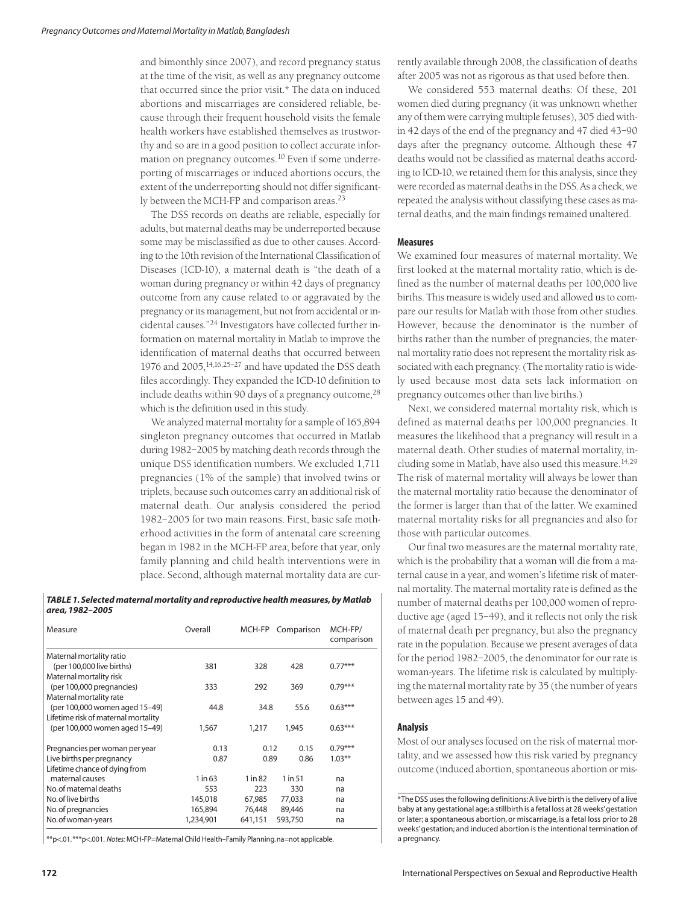and bimonthly since 2007), and record pregnancy status at the time of the visit, as well as any pregnancy outcome that occurred since the prior visit.* The data on induced abortions and miscarriages are considered reliable, because through their frequent household visits the female health workers have established themselves as trustworthy and so are in a good position to collect accurate information on pregnancy outcomes.[10] Even if some underreporting of miscarriages or induced abortions occurs, the extent of the underreporting should not differ significantly between the MCH-FP and comparison areas.[23]

The DSS records on deaths are reliable, especially for adults, but maternal deaths may be underreported because some may be misclassified as due to other causes. According to the 10th revision of the International Classification of Diseases (ICD-10), a maternal death is "the death of a woman during pregnancy or within 42 days of pregnancy outcome from any cause related to or aggravated by the pregnancy or its management, but not from accidental or incidental causes."[24] Investigators have collected further information on maternal mortality in Matlab to improve the identification of maternal deaths that occurred between 1976 and 2005,[14,16,25–27] and have updated the DSS death files accordingly. They expanded the ICD-10 definition to include deaths within 90 days of a pregnancy outcome,[28] which is the definition used in this study.

We analyzed maternal mortality for a sample of 165,894 singleton pregnancy outcomes that occurred in Matlab during 1982–2005 by matching death records through the unique DSS identification numbers. We excluded 1,711 pregnancies (1% of the sample) that involved twins or triplets, because such outcomes carry an additional risk of maternal death. Our analysis considered the period 1982–2005 for two main reasons. First, basic safe motherhood activities in the form of antenatal care screening began in 1982 in the MCH-FP area; before that year, only family planning and child health interventions were in place. Second, although maternal mortality data are currently available through 2008, the classification of deaths after 2005 was not as rigorous as that used before then.

We considered 553 maternal deaths: Of these, 201 women died during pregnancy (it was unknown whether any of them were carrying multiple fetuses), 305 died within 42 days of the end of the pregnancy and 47 died 43–90 days after the pregnancy outcome. Although these 47 deaths would not be classified as maternal deaths according to ICD-10, we retained them for this analysis, since they were recorded as maternal deaths in the DSS. As a check, we repeated the analysis without classifying these cases as maternal deaths, and the main findings remained unaltered.

**TABLE 1. Selected maternal mortality and reproductive health measures, by Matlab area, 1982–2005**

| Measure | Overall | MCH-FP | Comparison | MCH-FP/ comparison |
|---|---|---|---|---|
| Maternal mortality ratio (per 100,000 live births) | 381 | 328 | 428 | 0.77*** |
| Maternal mortality risk (per 100,000 pregnancies) | 333 | 292 | 369 | 0.79*** |
| Maternal mortality rate (per 100,000 women aged 15–49) | 44.8 | 34.8 | 55.6 | 0.63*** |
| Lifetime risk of maternal mortality (per 100,000 women aged 15–49) | 1,567 | 1,217 | 1,945 | 0.63*** |
| Pregnancies per woman per year | 0.13 | 0.12 | 0.15 | 0.79*** |
| Live births per pregnancy | 0.87 | 0.89 | 0.86 | 1.03** |
| Lifetime chance of dying from maternal causes | 1 in 63 | 1 in 82 | 1 in 51 | na |
| No. of maternal deaths | 553 | 223 | 330 | na |
| No. of live births | 145,018 | 67,985 | 77,033 | na |
| No. of pregnancies | 165,894 | 76,448 | 89,446 | na |
| No. of woman-years | 1,234,901 | 641,151 | 593,750 | na |

**p<.01. ***p<.001. *Notes:* MCH-FP=Maternal Child Health–Family Planning. na=not applicable.

## Measures

We examined four measures of maternal mortality. We first looked at the maternal mortality ratio, which is defined as the number of maternal deaths per 100,000 live births. This measure is widely used and allowed us to compare our results for Matlab with those from other studies. However, because the denominator is the number of births rather than the number of pregnancies, the maternal mortality ratio does not represent the mortality risk associated with each pregnancy. (The mortality ratio is widely used because most data sets lack information on pregnancy outcomes other than live births.)

Next, we considered maternal mortality risk, which is defined as maternal deaths per 100,000 pregnancies. It measures the likelihood that a pregnancy will result in a maternal death. Other studies of maternal mortality, including some in Matlab, have also used this measure.[14,29] The risk of maternal mortality will always be lower than the maternal mortality ratio because the denominator of the former is larger than that of the latter. We examined maternal mortality risks for all pregnancies and also for those with particular outcomes.

Our final two measures are the maternal mortality rate, which is the probability that a woman will die from a maternal cause in a year, and women's lifetime risk of maternal mortality. The maternal mortality rate is defined as the number of maternal deaths per 100,000 women of reproductive age (aged 15–49), and it reflects not only the risk of maternal death per pregnancy, but also the pregnancy rate in the population. Because we present averages of data for the period 1982–2005, the denominator for our rate is woman-years. The lifetime risk is calculated by multiplying the maternal mortality rate by 35 (the number of years between ages 15 and 49).

## Analysis

Most of our analyses focused on the risk of maternal mortality, and we assessed how this risk varied by pregnancy outcome (induced abortion, spontaneous abortion or mis-

*The DSS uses the following definitions: A live birth is the delivery of a live baby at any gestational age; a stillbirth is a fetal loss at 28 weeks' gestation or later; a spontaneous abortion, or miscarriage, is a fetal loss prior to 28 weeks' gestation; and induced abortion is the intentional termination of a pregnancy.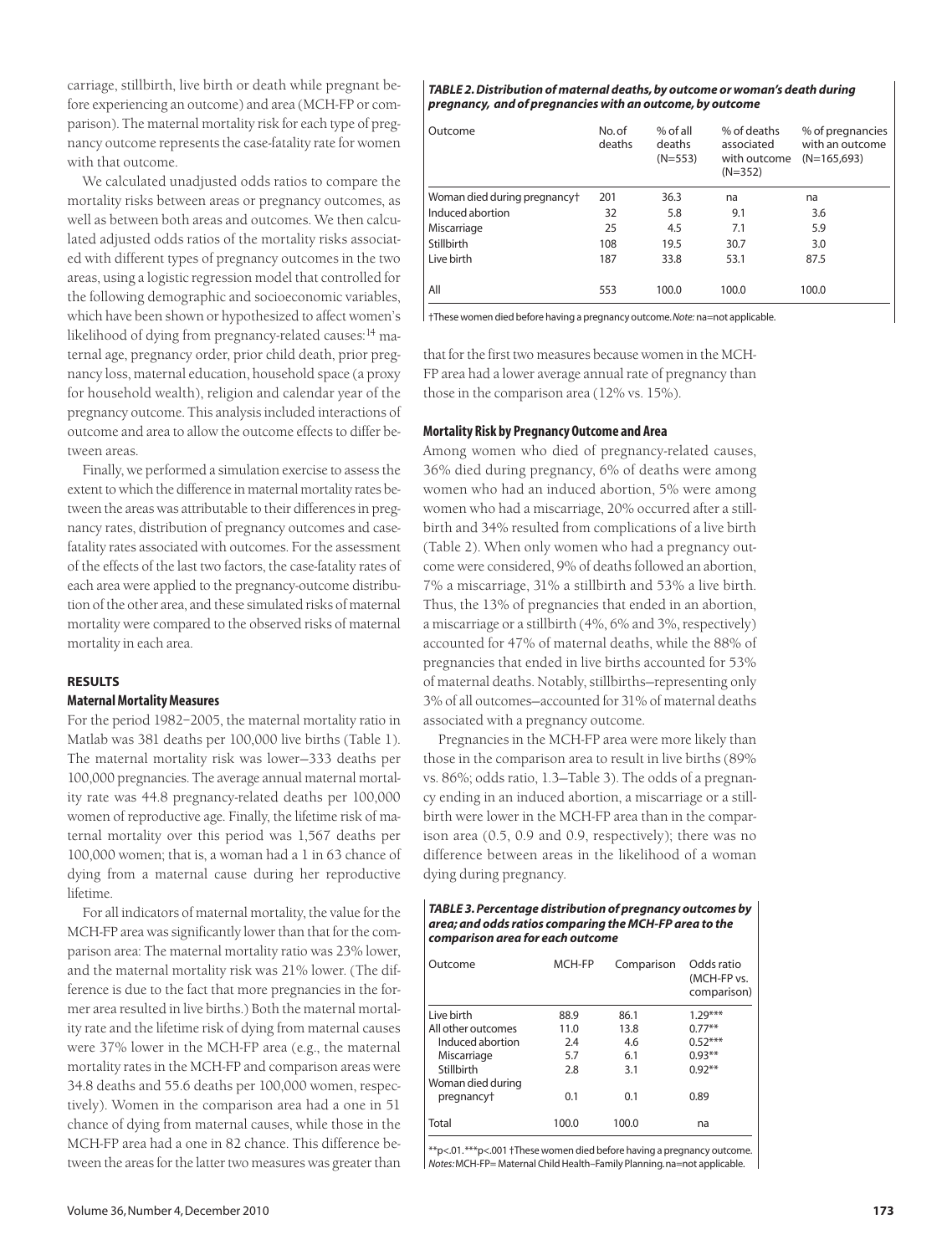carriage, stillbirth, live birth or death while pregnant before experiencing an outcome) and area (MCH-FP or comparison). The maternal mortality risk for each type of pregnancy outcome represents the case-fatality rate for women with that outcome.

We calculated unadjusted odds ratios to compare the mortality risks between areas or pregnancy outcomes, as well as between both areas and outcomes. We then calculated adjusted odds ratios of the mortality risks associated with different types of pregnancy outcomes in the two areas, using a logistic regression model that controlled for the following demographic and socioeconomic variables, which have been shown or hypothesized to affect women's likelihood of dying from pregnancy-related causes:[14] maternal age, pregnancy order, prior child death, prior pregnancy loss, maternal education, household space (a proxy for household wealth), religion and calendar year of the pregnancy outcome. This analysis included interactions of outcome and area to allow the outcome effects to differ between areas.

Finally, we performed a simulation exercise to assess the extent to which the difference in maternal mortality rates between the areas was attributable to their differences in pregnancy rates, distribution of pregnancy outcomes and case-fatality rates associated with outcomes. For the assessment of the effects of the last two factors, the case-fatality rates of each area were applied to the pregnancy-outcome distribution of the other area, and these simulated risks of maternal mortality were compared to the observed risks of maternal mortality in each area.

## RESULTS

### Maternal Mortality Measures

For the period 1982–2005, the maternal mortality ratio in Matlab was 381 deaths per 100,000 live births (Table 1). The maternal mortality risk was lower—333 deaths per 100,000 pregnancies. The average annual maternal mortality rate was 44.8 pregnancy-related deaths per 100,000 women of reproductive age. Finally, the lifetime risk of maternal mortality over this period was 1,567 deaths per 100,000 women; that is, a woman had a 1 in 63 chance of dying from a maternal cause during her reproductive lifetime.

For all indicators of maternal mortality, the value for the MCH-FP area was significantly lower than that for the comparison area: The maternal mortality ratio was 23% lower, and the maternal mortality risk was 21% lower. (The difference is due to the fact that more pregnancies in the former area resulted in live births.) Both the maternal mortality rate and the lifetime risk of dying from maternal causes were 37% lower in the MCH-FP area (e.g., the maternal mortality rates in the MCH-FP and comparison areas were 34.8 deaths and 55.6 deaths per 100,000 women, respectively). Women in the comparison area had a one in 51 chance of dying from maternal causes, while those in the MCH-FP area had a one in 82 chance. This difference between the areas for the latter two measures was greater than that for the first two measures because women in the MCH-FP area had a lower average annual rate of pregnancy than those in the comparison area (12% vs. 15%).

***TABLE 2. Distribution of maternal deaths, by outcome or woman's death during pregnancy, and of pregnancies with an outcome, by outcome***

| Outcome | No. of deaths | % of all deaths (N=553) | % of deaths associated with outcome (N=352) | % of pregnancies with an outcome (N=165,693) |
|---|---|---|---|---|
| Woman died during pregnancy† | 201 | 36.3 | na | na |
| Induced abortion | 32 | 5.8 | 9.1 | 3.6 |
| Miscarriage | 25 | 4.5 | 7.1 | 5.9 |
| Stillbirth | 108 | 19.5 | 30.7 | 3.0 |
| Live birth | 187 | 33.8 | 53.1 | 87.5 |
| All | 553 | 100.0 | 100.0 | 100.0 |

†These women died before having a pregnancy outcome. *Note:* na=not applicable.

### Mortality Risk by Pregnancy Outcome and Area

Among women who died of pregnancy-related causes, 36% died during pregnancy, 6% of deaths were among women who had an induced abortion, 5% were among women who had a miscarriage, 20% occurred after a stillbirth and 34% resulted from complications of a live birth (Table 2). When only women who had a pregnancy outcome were considered, 9% of deaths followed an abortion, 7% a miscarriage, 31% a stillbirth and 53% a live birth. Thus, the 13% of pregnancies that ended in an abortion, a miscarriage or a stillbirth (4%, 6% and 3%, respectively) accounted for 47% of maternal deaths, while the 88% of pregnancies that ended in live births accounted for 53% of maternal deaths. Notably, stillbirths—representing only 3% of all outcomes—accounted for 31% of maternal deaths associated with a pregnancy outcome.

Pregnancies in the MCH-FP area were more likely than those in the comparison area to result in live births (89% vs. 86%; odds ratio, 1.3—Table 3). The odds of a pregnancy ending in an induced abortion, a miscarriage or a stillbirth were lower in the MCH-FP area than in the comparison area (0.5, 0.9 and 0.9, respectively); there was no difference between areas in the likelihood of a woman dying during pregnancy.

***TABLE 3. Percentage distribution of pregnancy outcomes by area; and odds ratios comparing the MCH-FP area to the comparison area for each outcome***

| Outcome | MCH-FP | Comparison | Odds ratio (MCH-FP vs. comparison) |
|---|---|---|---|
| Live birth | 88.9 | 86.1 | 1.29*** |
| All other outcomes | 11.0 | 13.8 | 0.77** |
| Induced abortion | 2.4 | 4.6 | 0.52*** |
| Miscarriage | 5.7 | 6.1 | 0.93** |
| Stillbirth | 2.8 | 3.1 | 0.92** |
| Woman died during pregnancy† | 0.1 | 0.1 | 0.89 |
| Total | 100.0 | 100.0 | na |

**p<.01. ***p<.001 †These women died before having a pregnancy outcome. *Notes:* MCH-FP= Maternal Child Health–Family Planning. na=not applicable.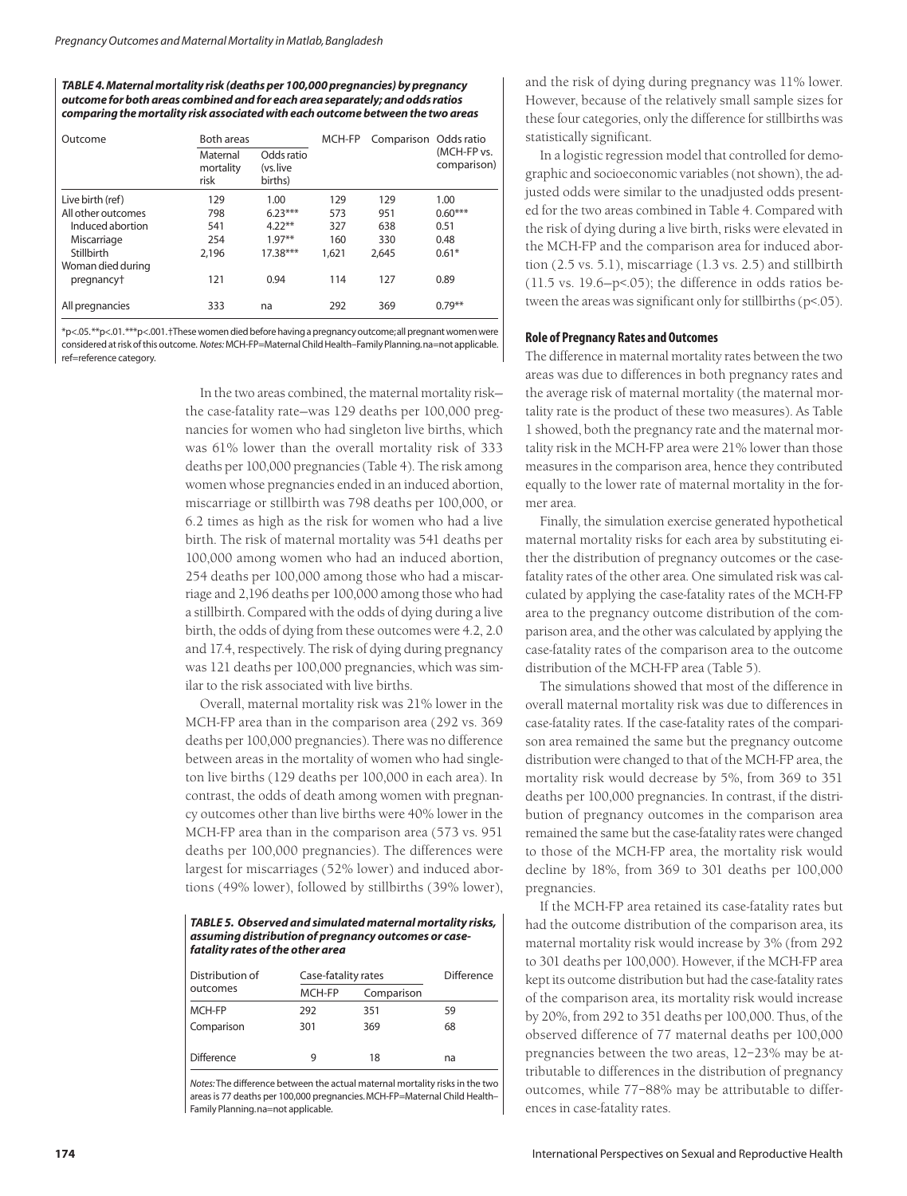**TABLE 4. Maternal mortality risk (deaths per 100,000 pregnancies) by pregnancy outcome for both areas combined and for each area separately; and odds ratios comparing the mortality risk associated with each outcome between the two areas**

| Outcome | Both areas | | MCH-FP | Comparison | Odds ratio (MCH-FP vs. comparison) |
|---|---|---|---|---|---|
| | Maternal mortality risk | Odds ratio (vs. live births) | | | |
| Live birth (ref) | 129 | 1.00 | 129 | 129 | 1.00 |
| All other outcomes | 798 | 6.23*** | 573 | 951 | 0.60*** |
| Induced abortion | 541 | 4.22** | 327 | 638 | 0.51 |
| Miscarriage | 254 | 1.97** | 160 | 330 | 0.48 |
| Stillbirth | 2,196 | 17.38*** | 1,621 | 2,645 | 0.61* |
| Woman died during pregnancy† | 121 | 0.94 | 114 | 127 | 0.89 |
| All pregnancies | 333 | na | 292 | 369 | 0.79** |

*p<.05. **p<.01. ***p<.001. †These women died before having a pregnancy outcome; all pregnant women were considered at risk of this outcome. *Notes:* MCH-FP=Maternal Child Health–Family Planning. na=not applicable. ref=reference category.

In the two areas combined, the maternal mortality risk—the case-fatality rate—was 129 deaths per 100,000 pregnancies for women who had singleton live births, which was 61% lower than the overall mortality risk of 333 deaths per 100,000 pregnancies (Table 4). The risk among women whose pregnancies ended in an induced abortion, miscarriage or stillbirth was 798 deaths per 100,000, or 6.2 times as high as the risk for women who had a live birth. The risk of maternal mortality was 541 deaths per 100,000 among women who had an induced abortion, 254 deaths per 100,000 among those who had a miscarriage and 2,196 deaths per 100,000 among those who had a stillbirth. Compared with the odds of dying during a live birth, the odds of dying from these outcomes were 4.2, 2.0 and 17.4, respectively. The risk of dying during pregnancy was 121 deaths per 100,000 pregnancies, which was similar to the risk associated with live births.

Overall, maternal mortality risk was 21% lower in the MCH-FP area than in the comparison area (292 vs. 369 deaths per 100,000 pregnancies). There was no difference between areas in the mortality of women who had singleton live births (129 deaths per 100,000 in each area). In contrast, the odds of death among women with pregnancy outcomes other than live births were 40% lower in the MCH-FP area than in the comparison area (573 vs. 951 deaths per 100,000 pregnancies). The differences were largest for miscarriages (52% lower) and induced abortions (49% lower), followed by stillbirths (39% lower), and the risk of dying during pregnancy was 11% lower. However, because of the relatively small sample sizes for these four categories, only the difference for stillbirths was statistically significant.

In a logistic regression model that controlled for demographic and socioeconomic variables (not shown), the adjusted odds were similar to the unadjusted odds presented for the two areas combined in Table 4. Compared with the risk of dying during a live birth, risks were elevated in the MCH-FP and the comparison area for induced abortion (2.5 vs. 5.1), miscarriage (1.3 vs. 2.5) and stillbirth (11.5 vs. 19.6—p<.05); the difference in odds ratios between the areas was significant only for stillbirths (p<.05).

**TABLE 5. Observed and simulated maternal mortality risks, assuming distribution of pregnancy outcomes or case-fatality rates of the other area**

| Distribution of outcomes | Case-fatality rates | | Difference |
|---|---|---|---|
| | MCH-FP | Comparison | |
| MCH-FP | 292 | 351 | 59 |
| Comparison | 301 | 369 | 68 |
| Difference | 9 | 18 | na |

*Notes:* The difference between the actual maternal mortality risks in the two areas is 77 deaths per 100,000 pregnancies. MCH-FP=Maternal Child Health–Family Planning. na=not applicable.

### Role of Pregnancy Rates and Outcomes

The difference in maternal mortality rates between the two areas was due to differences in both pregnancy rates and the average risk of maternal mortality (the maternal mortality rate is the product of these two measures). As Table 1 showed, both the pregnancy rate and the maternal mortality risk in the MCH-FP area were 21% lower than those measures in the comparison area, hence they contributed equally to the lower rate of maternal mortality in the former area.

Finally, the simulation exercise generated hypothetical maternal mortality risks for each area by substituting either the distribution of pregnancy outcomes or the case-fatality rates of the other area. One simulated risk was calculated by applying the case-fatality rates of the MCH-FP area to the pregnancy outcome distribution of the comparison area, and the other was calculated by applying the case-fatality rates of the comparison area to the outcome distribution of the MCH-FP area (Table 5).

The simulations showed that most of the difference in overall maternal mortality risk was due to differences in case-fatality rates. If the case-fatality rates of the comparison area remained the same but the pregnancy outcome distribution were changed to that of the MCH-FP area, the mortality risk would decrease by 5%, from 369 to 351 deaths per 100,000 pregnancies. In contrast, if the distribution of pregnancy outcomes in the comparison area remained the same but the case-fatality rates were changed to those of the MCH-FP area, the mortality risk would decline by 18%, from 369 to 301 deaths per 100,000 pregnancies.

If the MCH-FP area retained its case-fatality rates but had the outcome distribution of the comparison area, its maternal mortality risk would increase by 3% (from 292 to 301 deaths per 100,000). However, if the MCH-FP area kept its outcome distribution but had the case-fatality rates of the comparison area, its mortality risk would increase by 20%, from 292 to 351 deaths per 100,000. Thus, of the observed difference of 77 maternal deaths per 100,000 pregnancies between the two areas, 12–23% may be attributable to differences in the distribution of pregnancy outcomes, while 77–88% may be attributable to differences in case-fatality rates.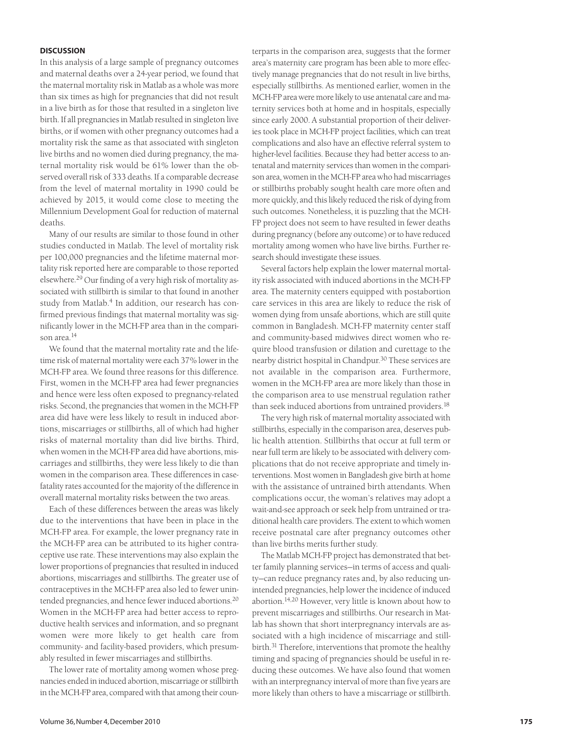## DISCUSSION

In this analysis of a large sample of pregnancy outcomes and maternal deaths over a 24-year period, we found that the maternal mortality risk in Matlab as a whole was more than six times as high for pregnancies that did not result in a live birth as for those that resulted in a singleton live birth. If all pregnancies in Matlab resulted in singleton live births, or if women with other pregnancy outcomes had a mortality risk the same as that associated with singleton live births and no women died during pregnancy, the maternal mortality risk would be 61% lower than the observed overall risk of 333 deaths. If a comparable decrease from the level of maternal mortality in 1990 could be achieved by 2015, it would come close to meeting the Millennium Development Goal for reduction of maternal deaths.

Many of our results are similar to those found in other studies conducted in Matlab. The level of mortality risk per 100,000 pregnancies and the lifetime maternal mortality risk reported here are comparable to those reported elsewhere.[29] Our finding of a very high risk of mortality associated with stillbirth is similar to that found in another study from Matlab.[4] In addition, our research has confirmed previous findings that maternal mortality was significantly lower in the MCH-FP area than in the comparison area.[14]

We found that the maternal mortality rate and the lifetime risk of maternal mortality were each 37% lower in the MCH-FP area. We found three reasons for this difference. First, women in the MCH-FP area had fewer pregnancies and hence were less often exposed to pregnancy-related risks. Second, the pregnancies that women in the MCH-FP area did have were less likely to result in induced abortions, miscarriages or stillbirths, all of which had higher risks of maternal mortality than did live births. Third, when women in the MCH-FP area did have abortions, miscarriages and stillbirths, they were less likely to die than women in the comparison area. These differences in case-fatality rates accounted for the majority of the difference in overall maternal mortality risks between the two areas.

Each of these differences between the areas was likely due to the interventions that have been in place in the MCH-FP area. For example, the lower pregnancy rate in the MCH-FP area can be attributed to its higher contraceptive use rate. These interventions may also explain the lower proportions of pregnancies that resulted in induced abortions, miscarriages and stillbirths. The greater use of contraceptives in the MCH-FP area also led to fewer unintended pregnancies, and hence fewer induced abortions.[20] Women in the MCH-FP area had better access to reproductive health services and information, and so pregnant women were more likely to get health care from community- and facility-based providers, which presumably resulted in fewer miscarriages and stillbirths.

The lower rate of mortality among women whose pregnancies ended in induced abortion, miscarriage or stillbirth in the MCH-FP area, compared with that among their counterparts in the comparison area, suggests that the former area's maternity care program has been able to more effectively manage pregnancies that do not result in live births, especially stillbirths. As mentioned earlier, women in the MCH-FP area were more likely to use antenatal care and maternity services both at home and in hospitals, especially since early 2000. A substantial proportion of their deliveries took place in MCH-FP project facilities, which can treat complications and also have an effective referral system to higher-level facilities. Because they had better access to antenatal and maternity services than women in the comparison area, women in the MCH-FP area who had miscarriages or stillbirths probably sought health care more often and more quickly, and this likely reduced the risk of dying from such outcomes. Nonetheless, it is puzzling that the MCH-FP project does not seem to have resulted in fewer deaths during pregnancy (before any outcome) or to have reduced mortality among women who have live births. Further research should investigate these issues.

Several factors help explain the lower maternal mortality risk associated with induced abortions in the MCH-FP area. The maternity centers equipped with postabortion care services in this area are likely to reduce the risk of women dying from unsafe abortions, which are still quite common in Bangladesh. MCH-FP maternity center staff and community-based midwives direct women who require blood transfusion or dilation and curettage to the nearby district hospital in Chandpur.[30] These services are not available in the comparison area. Furthermore, women in the MCH-FP area are more likely than those in the comparison area to use menstrual regulation rather than seek induced abortions from untrained providers.[18]

The very high risk of maternal mortality associated with stillbirths, especially in the comparison area, deserves public health attention. Stillbirths that occur at full term or near full term are likely to be associated with delivery complications that do not receive appropriate and timely interventions. Most women in Bangladesh give birth at home with the assistance of untrained birth attendants. When complications occur, the woman's relatives may adopt a wait-and-see approach or seek help from untrained or traditional health care providers. The extent to which women receive postnatal care after pregnancy outcomes other than live births merits further study.

The Matlab MCH-FP project has demonstrated that better family planning services—in terms of access and quality—can reduce pregnancy rates and, by also reducing unintended pregnancies, help lower the incidence of induced abortion.[14,20] However, very little is known about how to prevent miscarriages and stillbirths. Our research in Matlab has shown that short interpregnancy intervals are associated with a high incidence of miscarriage and stillbirth.[31] Therefore, interventions that promote the healthy timing and spacing of pregnancies should be useful in reducing these outcomes. We have also found that women with an interpregnancy interval of more than five years are more likely than others to have a miscarriage or stillbirth.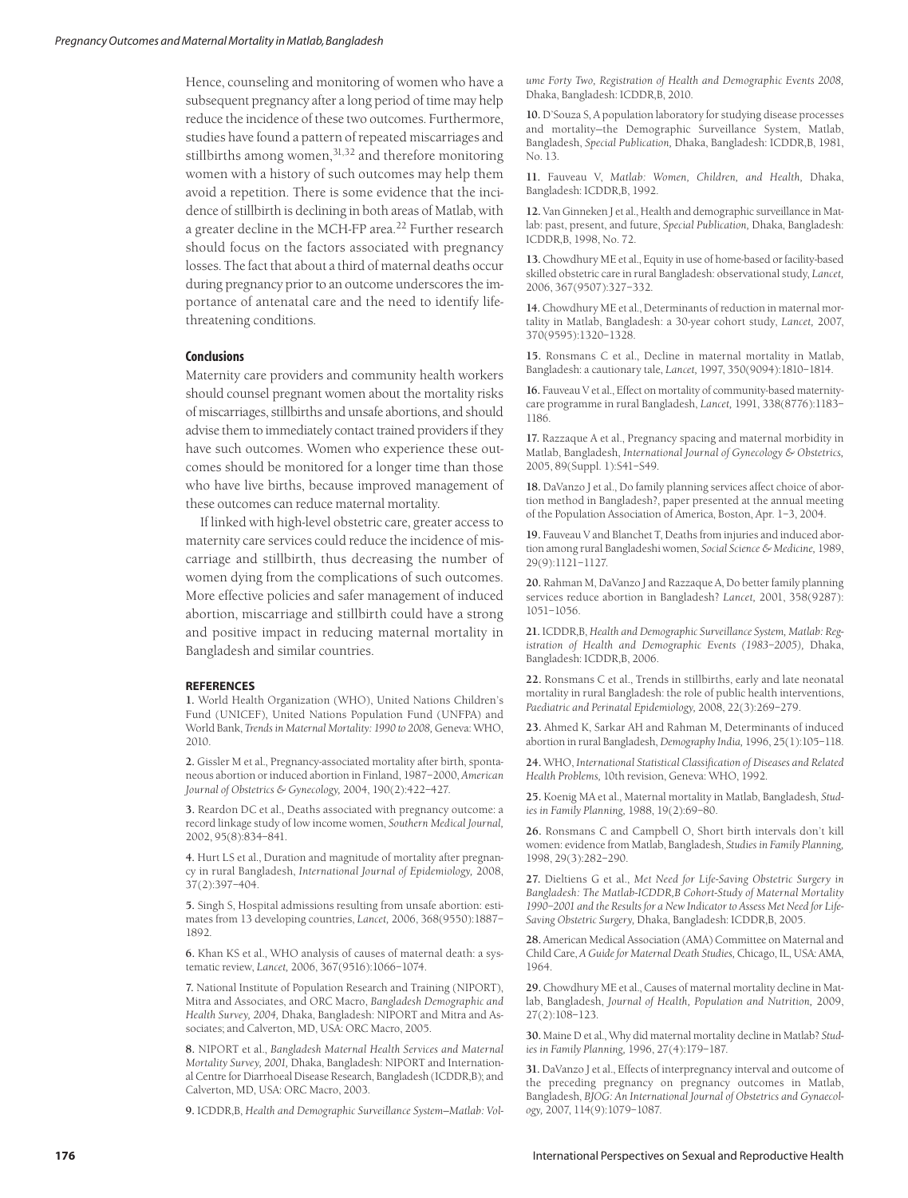Hence, counseling and monitoring of women who have a subsequent pregnancy after a long period of time may help reduce the incidence of these two outcomes. Furthermore, studies have found a pattern of repeated miscarriages and stillbirths among women,[31,32] and therefore monitoring women with a history of such outcomes may help them avoid a repetition. There is some evidence that the incidence of stillbirth is declining in both areas of Matlab, with a greater decline in the MCH-FP area.[22] Further research should focus on the factors associated with pregnancy losses. The fact that about a third of maternal deaths occur during pregnancy prior to an outcome underscores the importance of antenatal care and the need to identify life-threatening conditions.

## Conclusions

Maternity care providers and community health workers should counsel pregnant women about the mortality risks of miscarriages, stillbirths and unsafe abortions, and should advise them to immediately contact trained providers if they have such outcomes. Women who experience these outcomes should be monitored for a longer time than those who have live births, because improved management of these outcomes can reduce maternal mortality.

If linked with high-level obstetric care, greater access to maternity care services could reduce the incidence of miscarriage and stillbirth, thus decreasing the number of women dying from the complications of such outcomes. More effective policies and safer management of induced abortion, miscarriage and stillbirth could have a strong and positive impact in reducing maternal mortality in Bangladesh and similar countries.

### REFERENCES

**1.** World Health Organization (WHO), United Nations Children's Fund (UNICEF), United Nations Population Fund (UNFPA) and World Bank, *Trends in Maternal Mortality: 1990 to 2008,* Geneva: WHO, 2010.

**2.** Gissler M et al., Pregnancy-associated mortality after birth, spontaneous abortion or induced abortion in Finland, 1987–2000, *American Journal of Obstetrics & Gynecology,* 2004, 190(2):422–427.

**3.** Reardon DC et al., Deaths associated with pregnancy outcome: a record linkage study of low income women, *Southern Medical Journal,* 2002, 95(8):834–841.

**4.** Hurt LS et al., Duration and magnitude of mortality after pregnancy in rural Bangladesh, *International Journal of Epidemiology,* 2008, 37(2):397–404.

**5.** Singh S, Hospital admissions resulting from unsafe abortion: estimates from 13 developing countries, *Lancet,* 2006, 368(9550):1887–1892.

**6.** Khan KS et al., WHO analysis of causes of maternal death: a systematic review, *Lancet,* 2006, 367(9516):1066–1074.

**7.** National Institute of Population Research and Training (NIPORT), Mitra and Associates, and ORC Macro, *Bangladesh Demographic and Health Survey, 2004,* Dhaka, Bangladesh: NIPORT and Mitra and Associates; and Calverton, MD, USA: ORC Macro, 2005.

**8.** NIPORT et al., *Bangladesh Maternal Health Services and Maternal Mortality Survey, 2001,* Dhaka, Bangladesh: NIPORT and International Centre for Diarrhoeal Disease Research, Bangladesh (ICDDR,B); and Calverton, MD, USA: ORC Macro, 2003.

**9.** ICDDR,B, *Health and Demographic Surveillance System–Matlab: Volume Forty Two, Registration of Health and Demographic Events 2008,* Dhaka, Bangladesh: ICDDR,B, 2010.

**10.** D'Souza S, A population laboratory for studying disease processes and mortality—the Demographic Surveillance System, Matlab, Bangladesh, *Special Publication,* Dhaka, Bangladesh: ICDDR,B, 1981, No. 13.

**11.** Fauveau V, *Matlab: Women, Children, and Health,* Dhaka, Bangladesh: ICDDR,B, 1992.

**12.** Van Ginneken J et al., Health and demographic surveillance in Matlab: past, present, and future, *Special Publication,* Dhaka, Bangladesh: ICDDR,B, 1998, No. 72.

**13.** Chowdhury ME et al., Equity in use of home-based or facility-based skilled obstetric care in rural Bangladesh: observational study, *Lancet,* 2006, 367(9507):327–332.

**14.** Chowdhury ME et al., Determinants of reduction in maternal mortality in Matlab, Bangladesh: a 30-year cohort study, *Lancet,* 2007, 370(9595):1320–1328.

**15.** Ronsmans C et al., Decline in maternal mortality in Matlab, Bangladesh: a cautionary tale, *Lancet,* 1997, 350(9094):1810–1814.

**16.** Fauveau V et al., Effect on mortality of community-based maternity-care programme in rural Bangladesh, *Lancet,* 1991, 338(8776):1183–1186.

**17.** Razzaque A et al., Pregnancy spacing and maternal morbidity in Matlab, Bangladesh, *International Journal of Gynecology & Obstetrics,* 2005, 89(Suppl. 1):S41–S49.

**18.** DaVanzo J et al., Do family planning services affect choice of abortion method in Bangladesh?, paper presented at the annual meeting of the Population Association of America, Boston, Apr. 1–3, 2004.

**19.** Fauveau V and Blanchet T, Deaths from injuries and induced abortion among rural Bangladeshi women, *Social Science & Medicine,* 1989, 29(9):1121–1127.

**20.** Rahman M, DaVanzo J and Razzaque A, Do better family planning services reduce abortion in Bangladesh? *Lancet,* 2001, 358(9287): 1051–1056.

**21.** ICDDR,B, *Health and Demographic Surveillance System, Matlab: Registration of Health and Demographic Events (1983–2005),* Dhaka, Bangladesh: ICDDR,B, 2006.

**22.** Ronsmans C et al., Trends in stillbirths, early and late neonatal mortality in rural Bangladesh: the role of public health interventions, *Paediatric and Perinatal Epidemiology,* 2008, 22(3):269–279.

**23.** Ahmed K, Sarkar AH and Rahman M, Determinants of induced abortion in rural Bangladesh, *Demography India,* 1996, 25(1):105–118.

**24.** WHO, *International Statistical Classification of Diseases and Related Health Problems,* 10th revision, Geneva: WHO, 1992.

**25.** Koenig MA et al., Maternal mortality in Matlab, Bangladesh, *Studies in Family Planning,* 1988, 19(2):69–80.

**26.** Ronsmans C and Campbell O, Short birth intervals don't kill women: evidence from Matlab, Bangladesh, *Studies in Family Planning,* 1998, 29(3):282–290.

**27.** Dieltiens G et al., *Met Need for Life-Saving Obstetric Surgery in Bangladesh: The Matlab-ICDDR,B Cohort-Study of Maternal Mortality 1990–2001 and the Results for a New Indicator to Assess Met Need for Life-Saving Obstetric Surgery,* Dhaka, Bangladesh: ICDDR,B, 2005.

**28.** American Medical Association (AMA) Committee on Maternal and Child Care, *A Guide for Maternal Death Studies,* Chicago, IL, USA: AMA, 1964.

**29.** Chowdhury ME et al., Causes of maternal mortality decline in Matlab, Bangladesh, *Journal of Health, Population and Nutrition,* 2009, 27(2):108–123.

**30.** Maine D et al., Why did maternal mortality decline in Matlab? *Studies in Family Planning,* 1996, 27(4):179–187.

**31.** DaVanzo J et al., Effects of interpregnancy interval and outcome of the preceding pregnancy on pregnancy outcomes in Matlab, Bangladesh, *BJOG: An International Journal of Obstetrics and Gynaecology,* 2007, 114(9):1079–1087.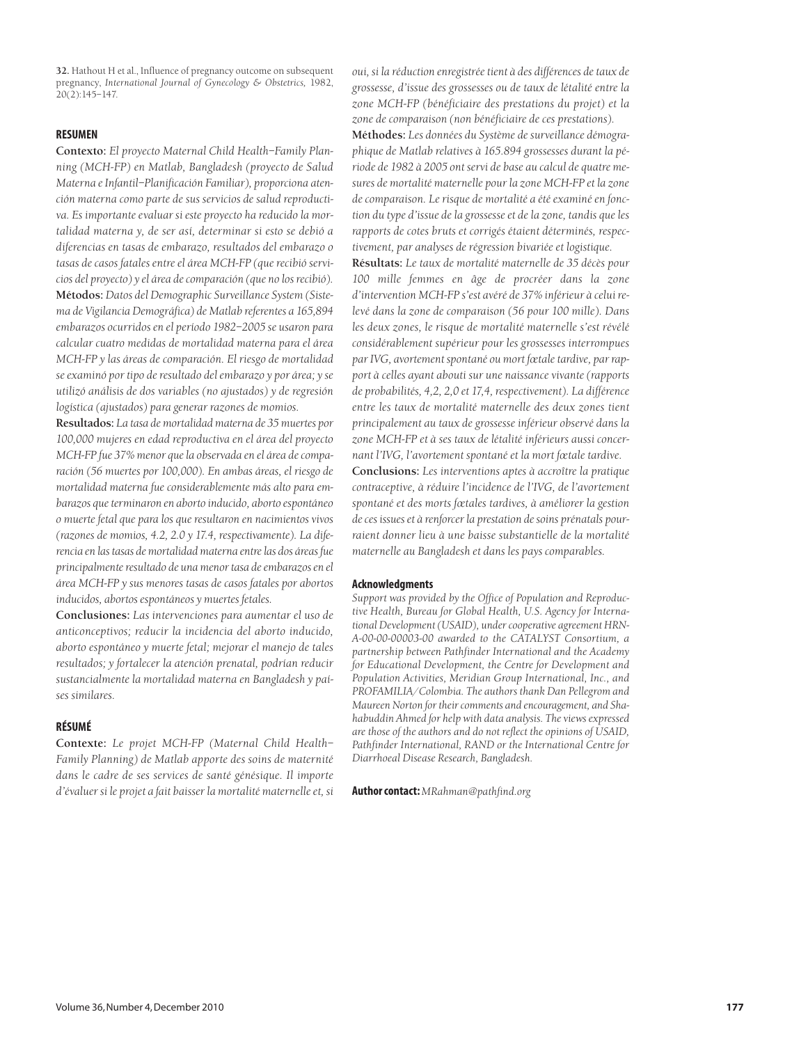**32.** Hathout H et al., Influence of pregnancy outcome on subsequent pregnancy, *International Journal of Gynecology & Obstetrics,* 1982, 20(2):145–147.

## RESUMEN

**Contexto:** *El proyecto Maternal Child Health–Family Planning (MCH-FP) en Matlab, Bangladesh (proyecto de Salud Materna e Infantil–Planificación Familiar), proporciona atención materna como parte de sus servicios de salud reproductiva. Es importante evaluar si este proyecto ha reducido la mortalidad materna y, de ser así, determinar si esto se debió a diferencias en tasas de embarazo, resultados del embarazo o tasas de casos fatales entre el área MCH-FP (que recibió servicios del proyecto) y el área de comparación (que no los recibió).*

**Métodos:** *Datos del Demographic Surveillance System (Sistema de Vigilancia Demográfica) de Matlab referentes a 165,894 embarazos ocurridos en el período 1982–2005 se usaron para calcular cuatro medidas de mortalidad materna para el área MCH-FP y las áreas de comparación. El riesgo de mortalidad se examinó por tipo de resultado del embarazo y por área; y se utilizó análisis de dos variables (no ajustados) y de regresión logística (ajustados) para generar razones de momios.*

**Resultados:** *La tasa de mortalidad materna de 35 muertes por 100,000 mujeres en edad reproductiva en el área del proyecto MCH-FP fue 37% menor que la observada en el área de comparación (56 muertes por 100,000). En ambas áreas, el riesgo de mortalidad materna fue considerablemente más alto para embarazos que terminaron en aborto inducido, aborto espontáneo o muerte fetal que para los que resultaron en nacimientos vivos (razones de momios, 4.2, 2.0 y 17.4, respectivamente). La diferencia en las tasas de mortalidad materna entre las dos áreas fue principalmente resultado de una menor tasa de embarazos en el área MCH-FP y sus menores tasas de casos fatales por abortos inducidos, abortos espontáneos y muertes fetales.*

**Conclusiones:** *Las intervenciones para aumentar el uso de anticonceptivos; reducir la incidencia del aborto inducido, aborto espontáneo y muerte fetal; mejorar el manejo de tales resultados; y fortalecer la atención prenatal, podrían reducir sustancialmente la mortalidad materna en Bangladesh y países similares.*

## RÉSUMÉ

**Contexte:** *Le projet MCH-FP (Maternal Child Health–Family Planning) de Matlab apporte des soins de maternité dans le cadre de ses services de santé génésique. Il importe d'évaluer si le projet a fait baisser la mortalité maternelle et, si oui, si la réduction enregistrée tient à des différences de taux de grossesse, d'issue des grossesses ou de taux de létalité entre la zone MCH-FP (bénéficiaire des prestations du projet) et la zone de comparaison (non bénéficiaire de ces prestations).*

**Méthodes:** *Les données du Système de surveillance démographique de Matlab relatives à 165.894 grossesses durant la période de 1982 à 2005 ont servi de base au calcul de quatre mesures de mortalité maternelle pour la zone MCH-FP et la zone de comparaison. Le risque de mortalité a été examiné en fonction du type d'issue de la grossesse et de la zone, tandis que les rapports de cotes bruts et corrigés étaient déterminés, respectivement, par analyses de régression bivariée et logistique.*

**Résultats:** *Le taux de mortalité maternelle de 35 décès pour 100 mille femmes en âge de procréer dans la zone d'intervention MCH-FP s'est avéré de 37% inférieur à celui relevé dans la zone de comparaison (56 pour 100 mille). Dans les deux zones, le risque de mortalité maternelle s'est révélé considérablement supérieur pour les grossesses interrompues par IVG, avortement spontané ou mort fœtale tardive, par rapport à celles ayant abouti sur une naissance vivante (rapports de probabilités, 4,2, 2,0 et 17,4, respectivement). La différence entre les taux de mortalité maternelle des deux zones tient principalement au taux de grossesse inférieur observé dans la zone MCH-FP et à ses taux de létalité inférieurs aussi concernant l'IVG, l'avortement spontané et la mort fœtale tardive.*

**Conclusions:** *Les interventions aptes à accroître la pratique contraceptive, à réduire l'incidence de l'IVG, de l'avortement spontané et des morts fœtales tardives, à améliorer la gestion de ces issues et à renforcer la prestation de soins prénatals pourraient donner lieu à une baisse substantielle de la mortalité maternelle au Bangladesh et dans les pays comparables.*

### Acknowledgments

*Support was provided by the Office of Population and Reproductive Health, Bureau for Global Health, U.S. Agency for International Development (USAID), under cooperative agreement HRN-A-00-00-00003-00 awarded to the CATALYST Consortium, a partnership between Pathfinder International and the Academy for Educational Development, the Centre for Development and Population Activities, Meridian Group International, Inc., and PROFAMILIA/Colombia. The authors thank Dan Pellegrom and Maureen Norton for their comments and encouragement, and Shahabuddin Ahmed for help with data analysis. The views expressed are those of the authors and do not reflect the opinions of USAID, Pathfinder International, RAND or the International Centre for Diarrhoeal Disease Research, Bangladesh.*

**Author contact:** *MRahman@pathfind.org*